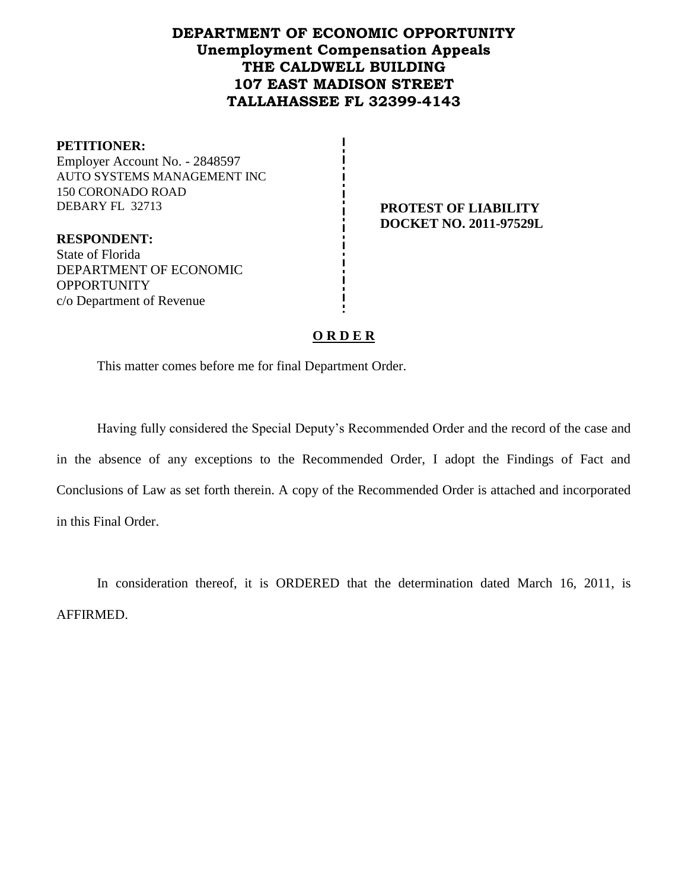# DEPARTMENT OF ECONOMIC OPPORTUNITY
## Unemployment Compensation Appeals
## THE CALDWELL BUILDING
## 107 EAST MADISON STREET
## TALLAHASSEE FL 32399-4143

**PETITIONER:**
Employer Account No. - 2848597
AUTO SYSTEMS MANAGEMENT INC
150 CORONADO ROAD
DEBARY FL 32713

**RESPONDENT:**
State of Florida
DEPARTMENT OF ECONOMIC OPPORTUNITY
c/o Department of Revenue

**PROTEST OF LIABILITY**
**DOCKET NO. 2011-97529L**

**O R D E R**

This matter comes before me for final Department Order.

Having fully considered the Special Deputy's Recommended Order and the record of the case and in the absence of any exceptions to the Recommended Order, I adopt the Findings of Fact and Conclusions of Law as set forth therein. A copy of the Recommended Order is attached and incorporated in this Final Order.

In consideration thereof, it is ORDERED that the determination dated March 16, 2011, is AFFIRMED.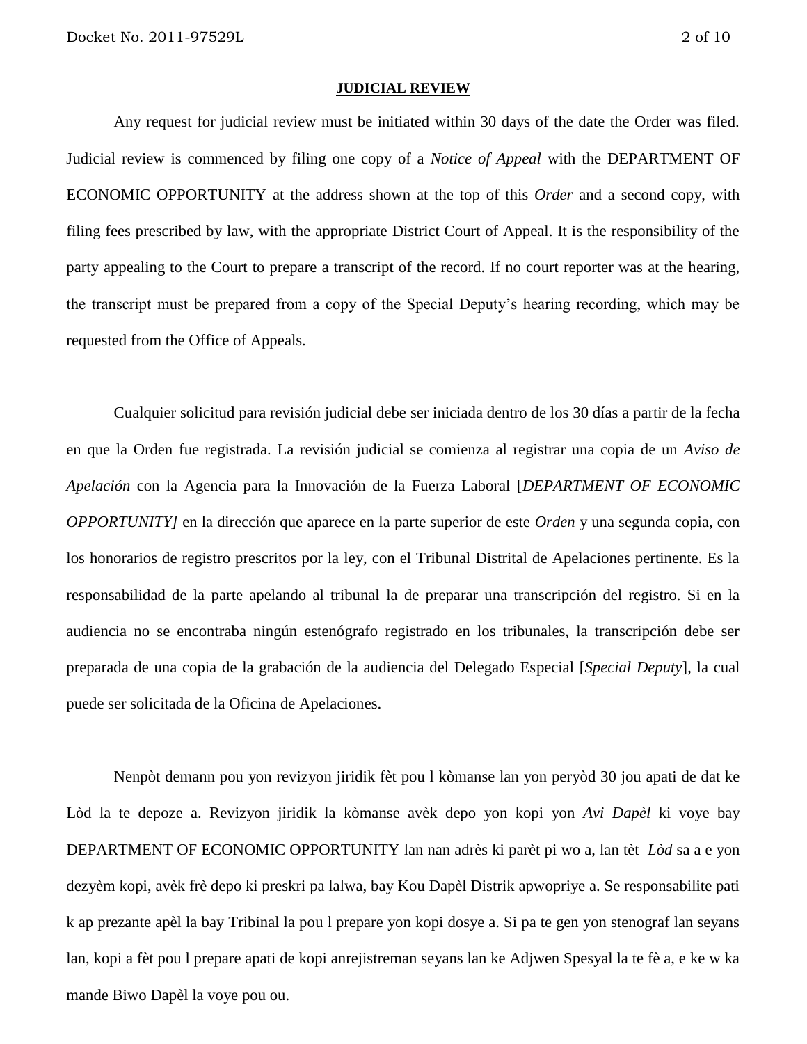**JUDICIAL REVIEW**

Any request for judicial review must be initiated within 30 days of the date the Order was filed. Judicial review is commenced by filing one copy of a *Notice of Appeal* with the DEPARTMENT OF ECONOMIC OPPORTUNITY at the address shown at the top of this *Order* and a second copy, with filing fees prescribed by law, with the appropriate District Court of Appeal. It is the responsibility of the party appealing to the Court to prepare a transcript of the record. If no court reporter was at the hearing, the transcript must be prepared from a copy of the Special Deputy's hearing recording, which may be requested from the Office of Appeals.

Cualquier solicitud para revisión judicial debe ser iniciada dentro de los 30 días a partir de la fecha en que la Orden fue registrada. La revisión judicial se comienza al registrar una copia de un *Aviso de Apelación* con la Agencia para la Innovación de la Fuerza Laboral [*DEPARTMENT OF ECONOMIC OPPORTUNITY]* en la dirección que aparece en la parte superior de este *Orden* y una segunda copia, con los honorarios de registro prescritos por la ley, con el Tribunal Distrital de Apelaciones pertinente. Es la responsabilidad de la parte apelando al tribunal la de preparar una transcripción del registro. Si en la audiencia no se encontraba ningún estenógrafo registrado en los tribunales, la transcripción debe ser preparada de una copia de la grabación de la audiencia del Delegado Especial [*Special Deputy*], la cual puede ser solicitada de la Oficina de Apelaciones.

Nenpòt demann pou yon revizyon jiridik fèt pou l kòmanse lan yon peryòd 30 jou apati de dat ke Lòd la te depoze a. Revizyon jiridik la kòmanse avèk depo yon kopi yon *Avi Dapèl* ki voye bay DEPARTMENT OF ECONOMIC OPPORTUNITY lan nan adrès ki parèt pi wo a, lan tèt *Lòd* sa a e yon dezyèm kopi, avèk frè depo ki preskri pa lalwa, bay Kou Dapèl Distrik apwopriye a. Se responsabilite pati k ap prezante apèl la bay Tribinal la pou l prepare yon kopi dosye a. Si pa te gen yon stenograf lan seyans lan, kopi a fèt pou l prepare apati de kopi anrejistreman seyans lan ke Adjwen Spesyal la te fè a, e ke w ka mande Biwo Dapèl la voye pou ou.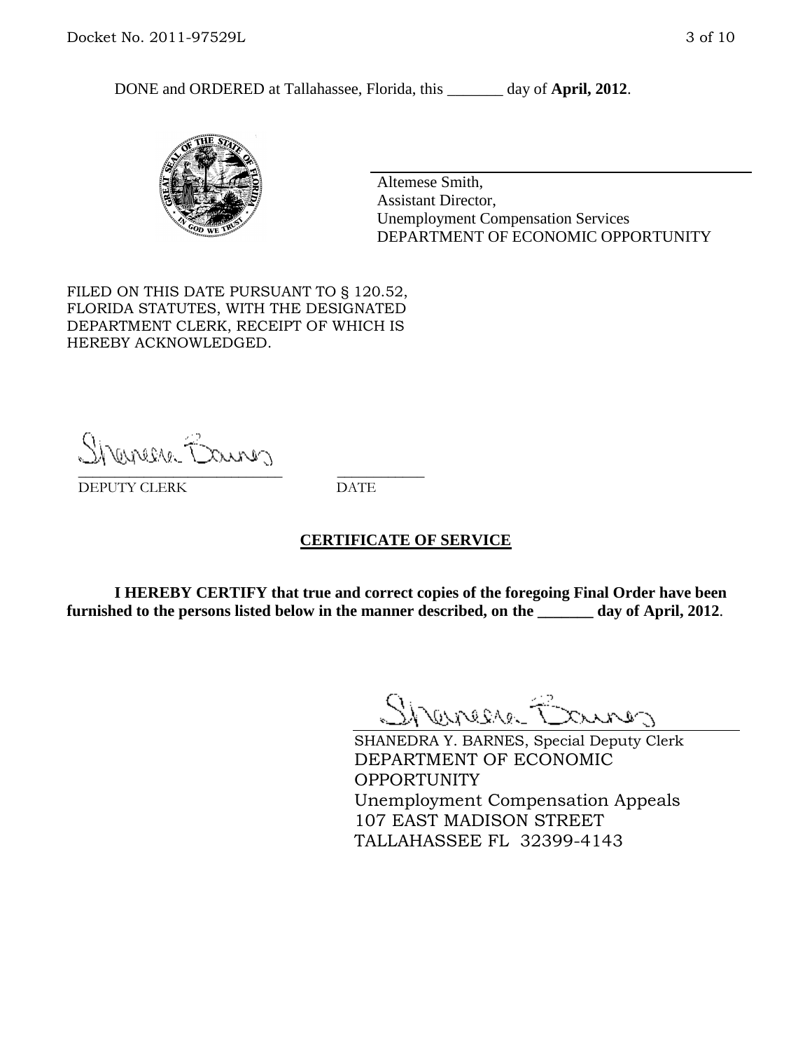DONE and ORDERED at Tallahassee, Florida, this _______ day of **April, 2012**.

Altemese Smith,
Assistant Director,
Unemployment Compensation Services
DEPARTMENT OF ECONOMIC OPPORTUNITY

FILED ON THIS DATE PURSUANT TO § 120.52, FLORIDA STATUTES, WITH THE DESIGNATED DEPARTMENT CLERK, RECEIPT OF WHICH IS HEREBY ACKNOWLEDGED.

DEPUTY CLERK DATE

## CERTIFICATE OF SERVICE

**I HEREBY CERTIFY that true and correct copies of the foregoing Final Order have been furnished to the persons listed below in the manner described, on the _______ day of April, 2012**.

SHANEDRA Y. BARNES, Special Deputy Clerk
DEPARTMENT OF ECONOMIC OPPORTUNITY
Unemployment Compensation Appeals
107 EAST MADISON STREET
TALLAHASSEE FL 32399-4143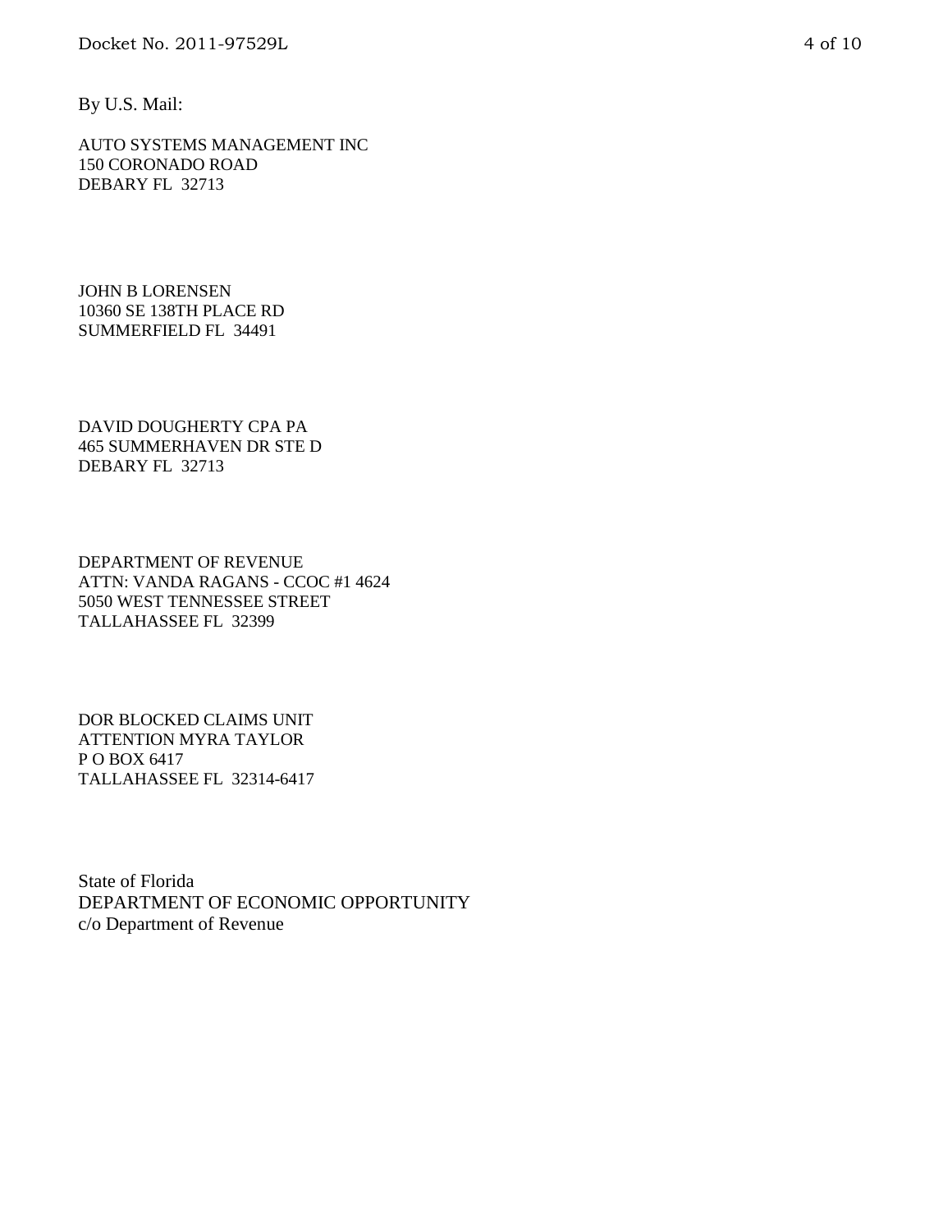By U.S. Mail:

AUTO SYSTEMS MANAGEMENT INC
150 CORONADO ROAD
DEBARY FL 32713

JOHN B LORENSEN
10360 SE 138TH PLACE RD
SUMMERFIELD FL 34491

DAVID DOUGHERTY CPA PA
465 SUMMERHAVEN DR STE D
DEBARY FL 32713

DEPARTMENT OF REVENUE
ATTN: VANDA RAGANS - CCOC #1 4624
5050 WEST TENNESSEE STREET
TALLAHASSEE FL 32399

DOR BLOCKED CLAIMS UNIT
ATTENTION MYRA TAYLOR
P O BOX 6417
TALLAHASSEE FL 32314-6417

State of Florida
DEPARTMENT OF ECONOMIC OPPORTUNITY
c/o Department of Revenue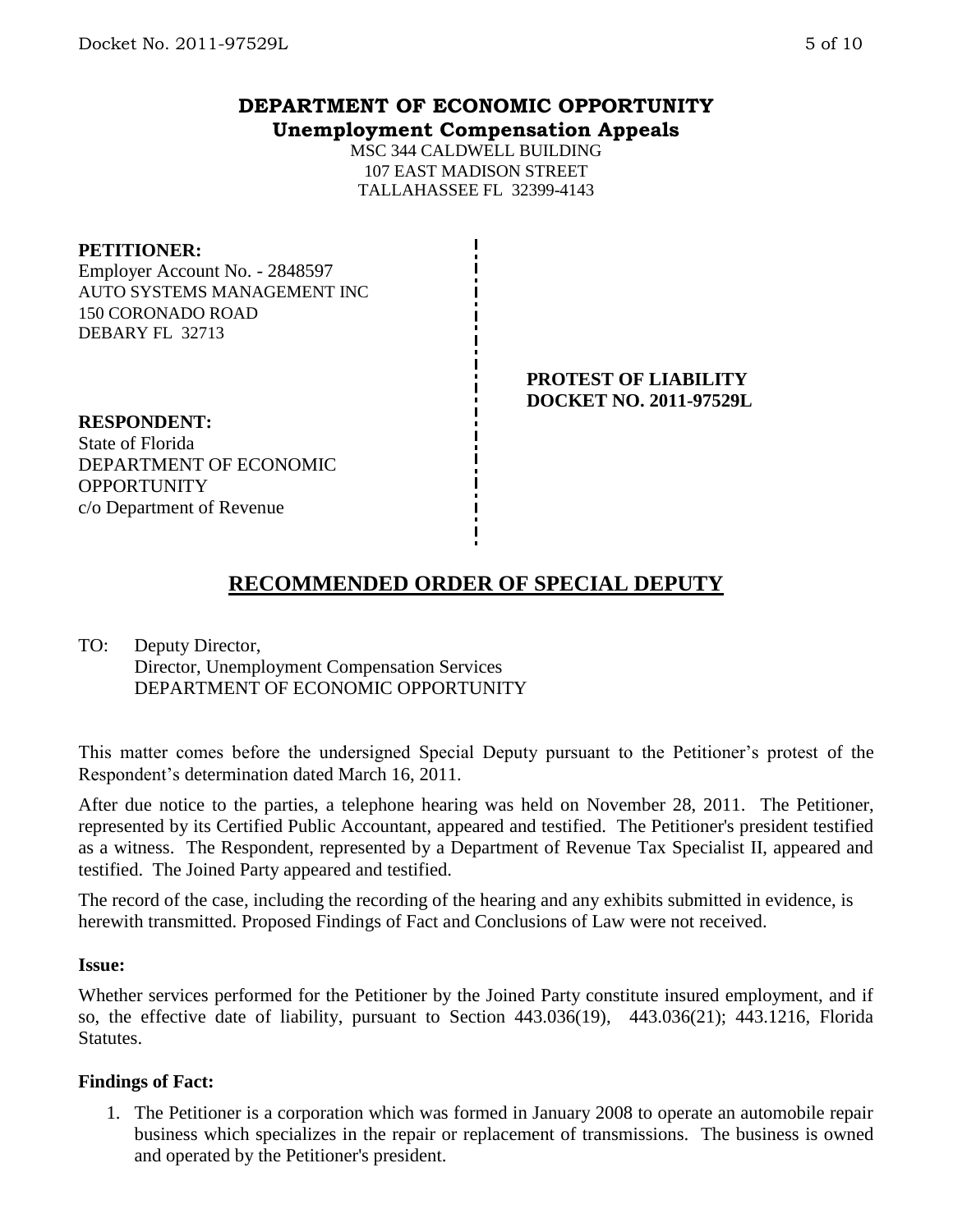# DEPARTMENT OF ECONOMIC OPPORTUNITY
## Unemployment Compensation Appeals

MSC 344 CALDWELL BUILDING
107 EAST MADISON STREET
TALLAHASSEE FL 32399-4143

**PETITIONER:**
Employer Account No. - 2848597
AUTO SYSTEMS MANAGEMENT INC
150 CORONADO ROAD
DEBARY FL 32713

**PROTEST OF LIABILITY**
**DOCKET NO. 2011-97529L**

**RESPONDENT:**
State of Florida
DEPARTMENT OF ECONOMIC OPPORTUNITY
c/o Department of Revenue

## RECOMMENDED ORDER OF SPECIAL DEPUTY

TO: Deputy Director,
Director, Unemployment Compensation Services
DEPARTMENT OF ECONOMIC OPPORTUNITY

This matter comes before the undersigned Special Deputy pursuant to the Petitioner's protest of the Respondent's determination dated March 16, 2011.

After due notice to the parties, a telephone hearing was held on November 28, 2011. The Petitioner, represented by its Certified Public Accountant, appeared and testified. The Petitioner's president testified as a witness. The Respondent, represented by a Department of Revenue Tax Specialist II, appeared and testified. The Joined Party appeared and testified.

The record of the case, including the recording of the hearing and any exhibits submitted in evidence, is herewith transmitted. Proposed Findings of Fact and Conclusions of Law were not received.

**Issue:**

Whether services performed for the Petitioner by the Joined Party constitute insured employment, and if so, the effective date of liability, pursuant to Section 443.036(19), 443.036(21); 443.1216, Florida Statutes.

**Findings of Fact:**

1. The Petitioner is a corporation which was formed in January 2008 to operate an automobile repair business which specializes in the repair or replacement of transmissions. The business is owned and operated by the Petitioner's president.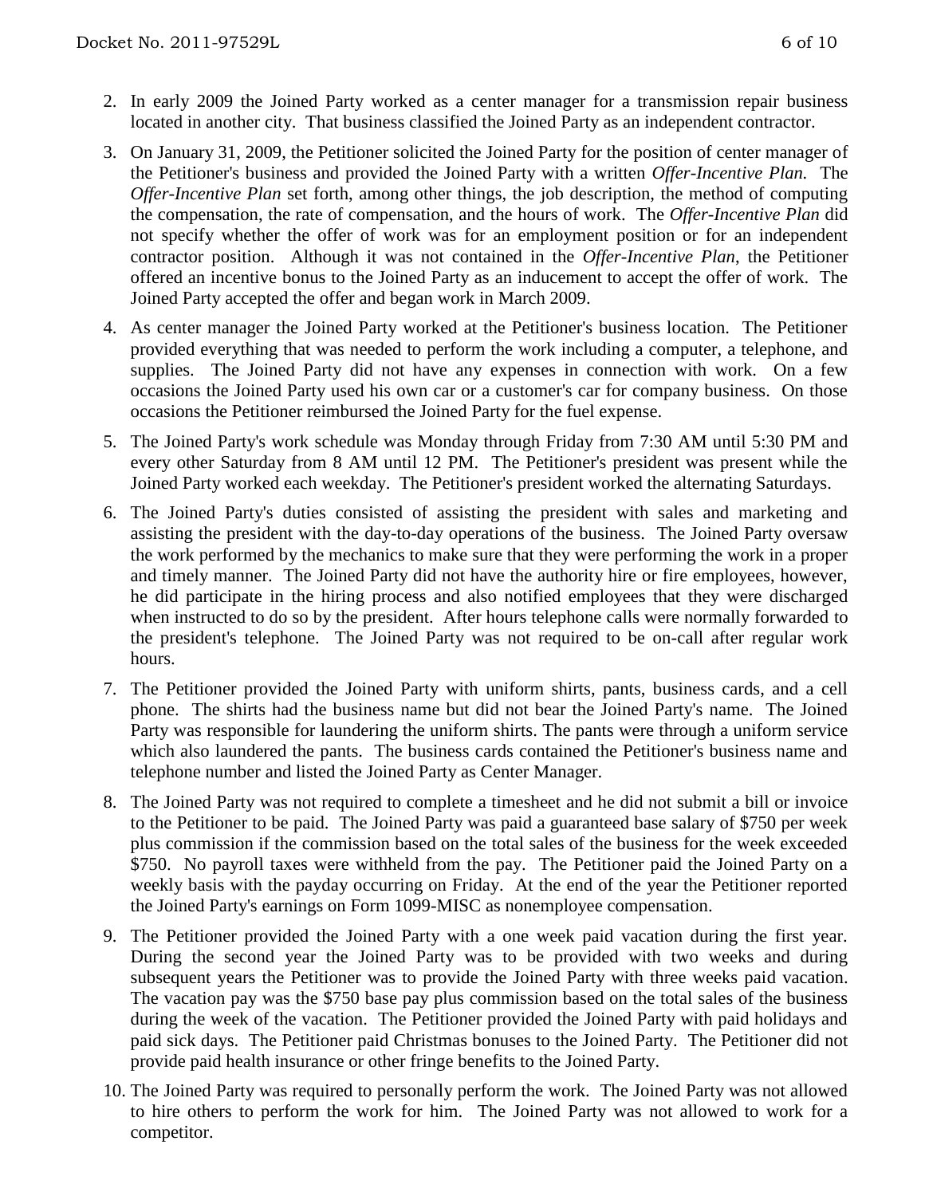2. In early 2009 the Joined Party worked as a center manager for a transmission repair business located in another city. That business classified the Joined Party as an independent contractor.

3. On January 31, 2009, the Petitioner solicited the Joined Party for the position of center manager of the Petitioner's business and provided the Joined Party with a written *Offer-Incentive Plan.* The *Offer-Incentive Plan* set forth, among other things, the job description, the method of computing the compensation, the rate of compensation, and the hours of work. The *Offer-Incentive Plan* did not specify whether the offer of work was for an employment position or for an independent contractor position. Although it was not contained in the *Offer-Incentive Plan,* the Petitioner offered an incentive bonus to the Joined Party as an inducement to accept the offer of work. The Joined Party accepted the offer and began work in March 2009.

4. As center manager the Joined Party worked at the Petitioner's business location. The Petitioner provided everything that was needed to perform the work including a computer, a telephone, and supplies. The Joined Party did not have any expenses in connection with work. On a few occasions the Joined Party used his own car or a customer's car for company business. On those occasions the Petitioner reimbursed the Joined Party for the fuel expense.

5. The Joined Party's work schedule was Monday through Friday from 7:30 AM until 5:30 PM and every other Saturday from 8 AM until 12 PM. The Petitioner's president was present while the Joined Party worked each weekday. The Petitioner's president worked the alternating Saturdays.

6. The Joined Party's duties consisted of assisting the president with sales and marketing and assisting the president with the day-to-day operations of the business. The Joined Party oversaw the work performed by the mechanics to make sure that they were performing the work in a proper and timely manner. The Joined Party did not have the authority hire or fire employees, however, he did participate in the hiring process and also notified employees that they were discharged when instructed to do so by the president. After hours telephone calls were normally forwarded to the president's telephone. The Joined Party was not required to be on-call after regular work hours.

7. The Petitioner provided the Joined Party with uniform shirts, pants, business cards, and a cell phone. The shirts had the business name but did not bear the Joined Party's name. The Joined Party was responsible for laundering the uniform shirts. The pants were through a uniform service which also laundered the pants. The business cards contained the Petitioner's business name and telephone number and listed the Joined Party as Center Manager.

8. The Joined Party was not required to complete a timesheet and he did not submit a bill or invoice to the Petitioner to be paid. The Joined Party was paid a guaranteed base salary of $750 per week plus commission if the commission based on the total sales of the business for the week exceeded $750. No payroll taxes were withheld from the pay. The Petitioner paid the Joined Party on a weekly basis with the payday occurring on Friday. At the end of the year the Petitioner reported the Joined Party's earnings on Form 1099-MISC as nonemployee compensation.

9. The Petitioner provided the Joined Party with a one week paid vacation during the first year. During the second year the Joined Party was to be provided with two weeks and during subsequent years the Petitioner was to provide the Joined Party with three weeks paid vacation. The vacation pay was the $750 base pay plus commission based on the total sales of the business during the week of the vacation. The Petitioner provided the Joined Party with paid holidays and paid sick days. The Petitioner paid Christmas bonuses to the Joined Party. The Petitioner did not provide paid health insurance or other fringe benefits to the Joined Party.

10. The Joined Party was required to personally perform the work. The Joined Party was not allowed to hire others to perform the work for him. The Joined Party was not allowed to work for a competitor.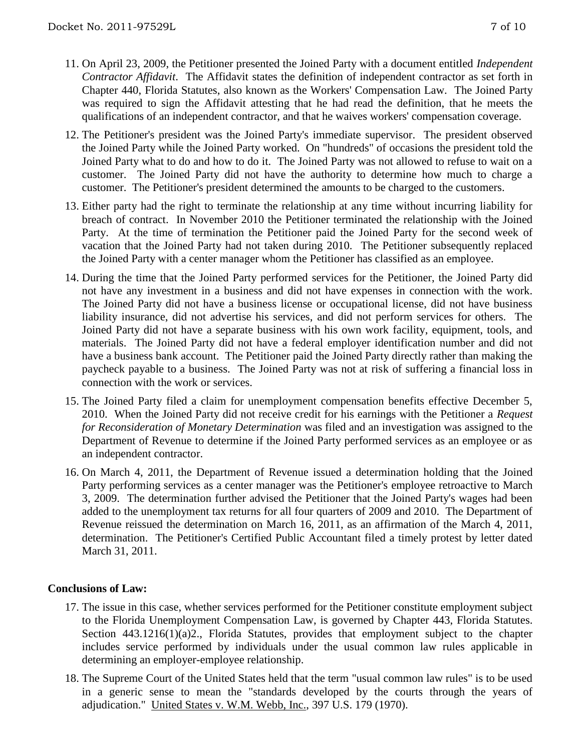11. On April 23, 2009, the Petitioner presented the Joined Party with a document entitled *Independent Contractor Affidavit*. The Affidavit states the definition of independent contractor as set forth in Chapter 440, Florida Statutes, also known as the Workers' Compensation Law. The Joined Party was required to sign the Affidavit attesting that he had read the definition, that he meets the qualifications of an independent contractor, and that he waives workers' compensation coverage.
12. The Petitioner's president was the Joined Party's immediate supervisor. The president observed the Joined Party while the Joined Party worked. On "hundreds" of occasions the president told the Joined Party what to do and how to do it. The Joined Party was not allowed to refuse to wait on a customer. The Joined Party did not have the authority to determine how much to charge a customer. The Petitioner's president determined the amounts to be charged to the customers.
13. Either party had the right to terminate the relationship at any time without incurring liability for breach of contract. In November 2010 the Petitioner terminated the relationship with the Joined Party. At the time of termination the Petitioner paid the Joined Party for the second week of vacation that the Joined Party had not taken during 2010. The Petitioner subsequently replaced the Joined Party with a center manager whom the Petitioner has classified as an employee.
14. During the time that the Joined Party performed services for the Petitioner, the Joined Party did not have any investment in a business and did not have expenses in connection with the work. The Joined Party did not have a business license or occupational license, did not have business liability insurance, did not advertise his services, and did not perform services for others. The Joined Party did not have a separate business with his own work facility, equipment, tools, and materials. The Joined Party did not have a federal employer identification number and did not have a business bank account. The Petitioner paid the Joined Party directly rather than making the paycheck payable to a business. The Joined Party was not at risk of suffering a financial loss in connection with the work or services.
15. The Joined Party filed a claim for unemployment compensation benefits effective December 5, 2010. When the Joined Party did not receive credit for his earnings with the Petitioner a *Request for Reconsideration of Monetary Determination* was filed and an investigation was assigned to the Department of Revenue to determine if the Joined Party performed services as an employee or as an independent contractor.
16. On March 4, 2011, the Department of Revenue issued a determination holding that the Joined Party performing services as a center manager was the Petitioner's employee retroactive to March 3, 2009. The determination further advised the Petitioner that the Joined Party's wages had been added to the unemployment tax returns for all four quarters of 2009 and 2010. The Department of Revenue reissued the determination on March 16, 2011, as an affirmation of the March 4, 2011, determination. The Petitioner's Certified Public Accountant filed a timely protest by letter dated March 31, 2011.

**Conclusions of Law:**

17. The issue in this case, whether services performed for the Petitioner constitute employment subject to the Florida Unemployment Compensation Law, is governed by Chapter 443, Florida Statutes. Section 443.1216(1)(a)2., Florida Statutes, provides that employment subject to the chapter includes service performed by individuals under the usual common law rules applicable in determining an employer-employee relationship.
18. The Supreme Court of the United States held that the term "usual common law rules" is to be used in a generic sense to mean the "standards developed by the courts through the years of adjudication." United States v. W.M. Webb, Inc., 397 U.S. 179 (1970).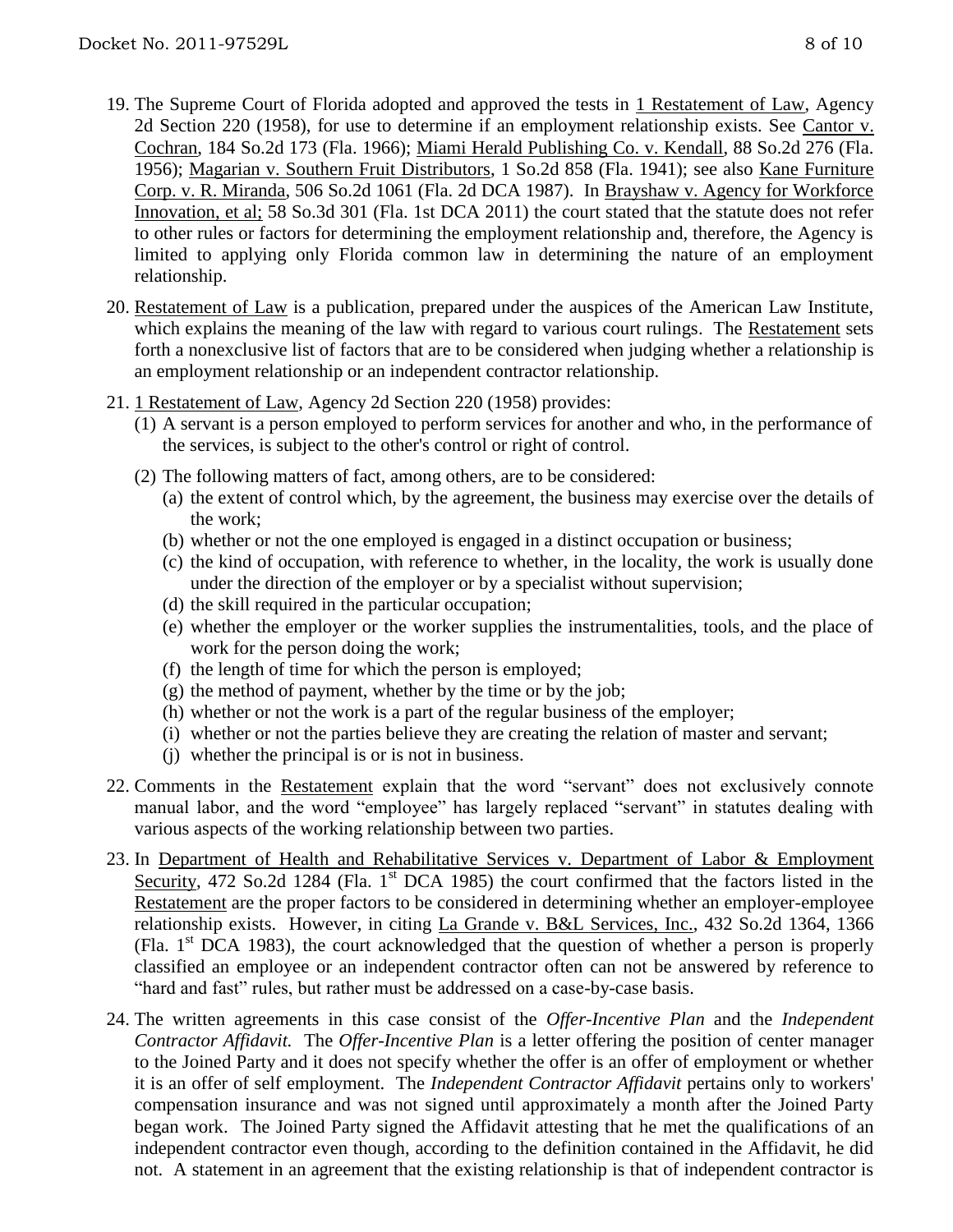19. The Supreme Court of Florida adopted and approved the tests in 1 Restatement of Law, Agency 2d Section 220 (1958), for use to determine if an employment relationship exists. See Cantor v. Cochran, 184 So.2d 173 (Fla. 1966); Miami Herald Publishing Co. v. Kendall, 88 So.2d 276 (Fla. 1956); Magarian v. Southern Fruit Distributors, 1 So.2d 858 (Fla. 1941); see also Kane Furniture Corp. v. R. Miranda, 506 So.2d 1061 (Fla. 2d DCA 1987). In Brayshaw v. Agency for Workforce Innovation, et al; 58 So.3d 301 (Fla. 1st DCA 2011) the court stated that the statute does not refer to other rules or factors for determining the employment relationship and, therefore, the Agency is limited to applying only Florida common law in determining the nature of an employment relationship.

20. Restatement of Law is a publication, prepared under the auspices of the American Law Institute, which explains the meaning of the law with regard to various court rulings. The Restatement sets forth a nonexclusive list of factors that are to be considered when judging whether a relationship is an employment relationship or an independent contractor relationship.

21. 1 Restatement of Law, Agency 2d Section 220 (1958) provides:
    (1) A servant is a person employed to perform services for another and who, in the performance of the services, is subject to the other's control or right of control.
    (2) The following matters of fact, among others, are to be considered:
        (a) the extent of control which, by the agreement, the business may exercise over the details of the work;
        (b) whether or not the one employed is engaged in a distinct occupation or business;
        (c) the kind of occupation, with reference to whether, in the locality, the work is usually done under the direction of the employer or by a specialist without supervision;
        (d) the skill required in the particular occupation;
        (e) whether the employer or the worker supplies the instrumentalities, tools, and the place of work for the person doing the work;
        (f) the length of time for which the person is employed;
        (g) the method of payment, whether by the time or by the job;
        (h) whether or not the work is a part of the regular business of the employer;
        (i) whether or not the parties believe they are creating the relation of master and servant;
        (j) whether the principal is or is not in business.

22. Comments in the Restatement explain that the word "servant" does not exclusively connote manual labor, and the word "employee" has largely replaced "servant" in statutes dealing with various aspects of the working relationship between two parties.

23. In Department of Health and Rehabilitative Services v. Department of Labor & Employment Security, 472 So.2d 1284 (Fla. 1st DCA 1985) the court confirmed that the factors listed in the Restatement are the proper factors to be considered in determining whether an employer-employee relationship exists. However, in citing La Grande v. B&L Services, Inc., 432 So.2d 1364, 1366 (Fla. 1st DCA 1983), the court acknowledged that the question of whether a person is properly classified an employee or an independent contractor often can not be answered by reference to "hard and fast" rules, but rather must be addressed on a case-by-case basis.

24. The written agreements in this case consist of the *Offer-Incentive Plan* and the *Independent Contractor Affidavit.* The *Offer-Incentive Plan* is a letter offering the position of center manager to the Joined Party and it does not specify whether the offer is an offer of employment or whether it is an offer of self employment. The *Independent Contractor Affidavit* pertains only to workers' compensation insurance and was not signed until approximately a month after the Joined Party began work. The Joined Party signed the Affidavit attesting that he met the qualifications of an independent contractor even though, according to the definition contained in the Affidavit, he did not. A statement in an agreement that the existing relationship is that of independent contractor is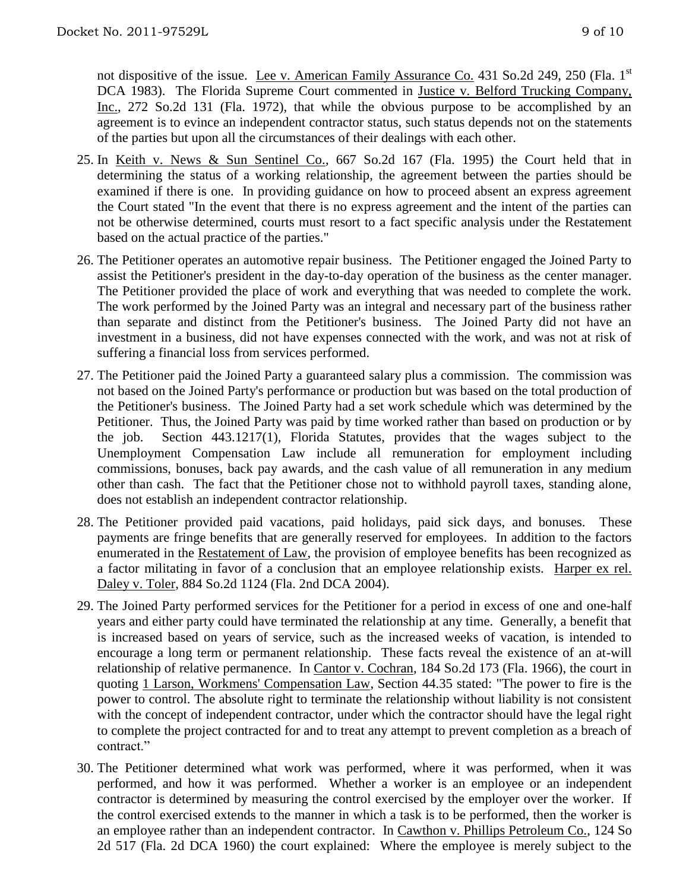not dispositive of the issue. Lee v. American Family Assurance Co. 431 So.2d 249, 250 (Fla. 1st DCA 1983). The Florida Supreme Court commented in Justice v. Belford Trucking Company, Inc., 272 So.2d 131 (Fla. 1972), that while the obvious purpose to be accomplished by an agreement is to evince an independent contractor status, such status depends not on the statements of the parties but upon all the circumstances of their dealings with each other.

25. In Keith v. News & Sun Sentinel Co., 667 So.2d 167 (Fla. 1995) the Court held that in determining the status of a working relationship, the agreement between the parties should be examined if there is one. In providing guidance on how to proceed absent an express agreement the Court stated "In the event that there is no express agreement and the intent of the parties can not be otherwise determined, courts must resort to a fact specific analysis under the Restatement based on the actual practice of the parties."

26. The Petitioner operates an automotive repair business. The Petitioner engaged the Joined Party to assist the Petitioner's president in the day-to-day operation of the business as the center manager. The Petitioner provided the place of work and everything that was needed to complete the work. The work performed by the Joined Party was an integral and necessary part of the business rather than separate and distinct from the Petitioner's business. The Joined Party did not have an investment in a business, did not have expenses connected with the work, and was not at risk of suffering a financial loss from services performed.

27. The Petitioner paid the Joined Party a guaranteed salary plus a commission. The commission was not based on the Joined Party's performance or production but was based on the total production of the Petitioner's business. The Joined Party had a set work schedule which was determined by the Petitioner. Thus, the Joined Party was paid by time worked rather than based on production or by the job. Section 443.1217(1), Florida Statutes, provides that the wages subject to the Unemployment Compensation Law include all remuneration for employment including commissions, bonuses, back pay awards, and the cash value of all remuneration in any medium other than cash. The fact that the Petitioner chose not to withhold payroll taxes, standing alone, does not establish an independent contractor relationship.

28. The Petitioner provided paid vacations, paid holidays, paid sick days, and bonuses. These payments are fringe benefits that are generally reserved for employees. In addition to the factors enumerated in the Restatement of Law, the provision of employee benefits has been recognized as a factor militating in favor of a conclusion that an employee relationship exists. Harper ex rel. Daley v. Toler, 884 So.2d 1124 (Fla. 2nd DCA 2004).

29. The Joined Party performed services for the Petitioner for a period in excess of one and one-half years and either party could have terminated the relationship at any time. Generally, a benefit that is increased based on years of service, such as the increased weeks of vacation, is intended to encourage a long term or permanent relationship. These facts reveal the existence of an at-will relationship of relative permanence. In Cantor v. Cochran, 184 So.2d 173 (Fla. 1966), the court in quoting 1 Larson, Workmens' Compensation Law, Section 44.35 stated: "The power to fire is the power to control. The absolute right to terminate the relationship without liability is not consistent with the concept of independent contractor, under which the contractor should have the legal right to complete the project contracted for and to treat any attempt to prevent completion as a breach of contract."

30. The Petitioner determined what work was performed, where it was performed, when it was performed, and how it was performed. Whether a worker is an employee or an independent contractor is determined by measuring the control exercised by the employer over the worker. If the control exercised extends to the manner in which a task is to be performed, then the worker is an employee rather than an independent contractor. In Cawthon v. Phillips Petroleum Co., 124 So 2d 517 (Fla. 2d DCA 1960) the court explained: Where the employee is merely subject to the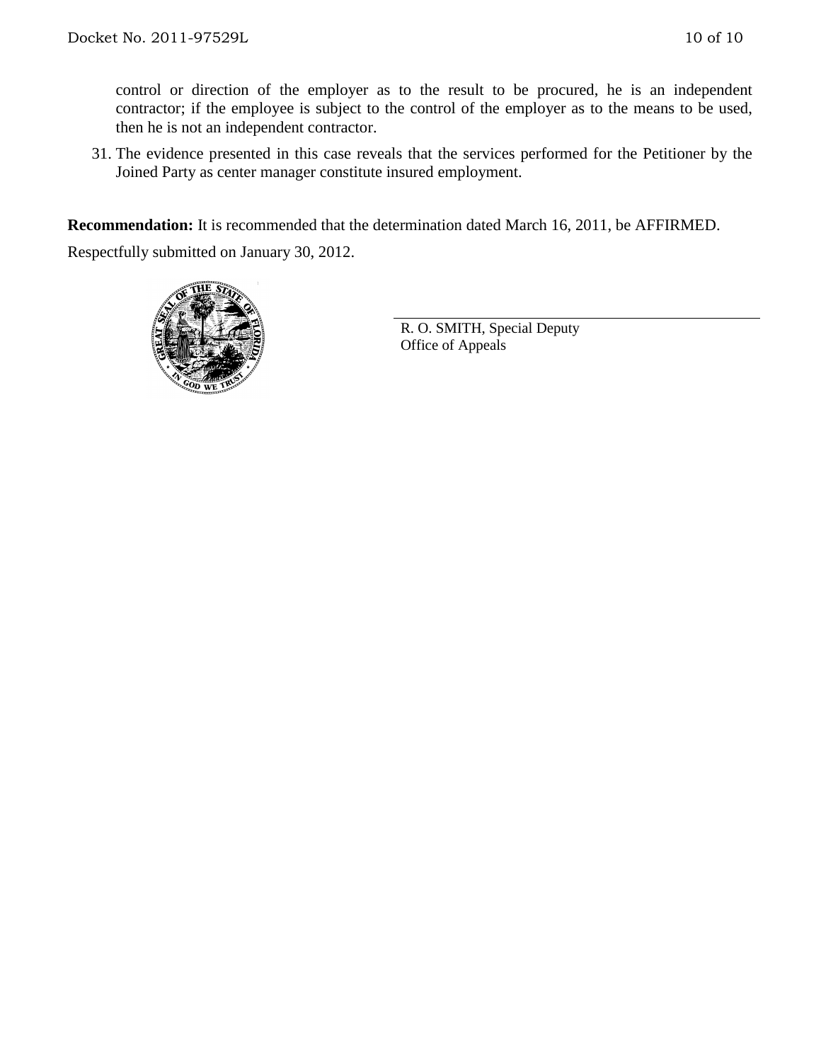control or direction of the employer as to the result to be procured, he is an independent contractor; if the employee is subject to the control of the employer as to the means to be used, then he is not an independent contractor.

31. The evidence presented in this case reveals that the services performed for the Petitioner by the Joined Party as center manager constitute insured employment.

**Recommendation:** It is recommended that the determination dated March 16, 2011, be AFFIRMED.

Respectfully submitted on January 30, 2012.

R. O. SMITH, Special Deputy
Office of Appeals